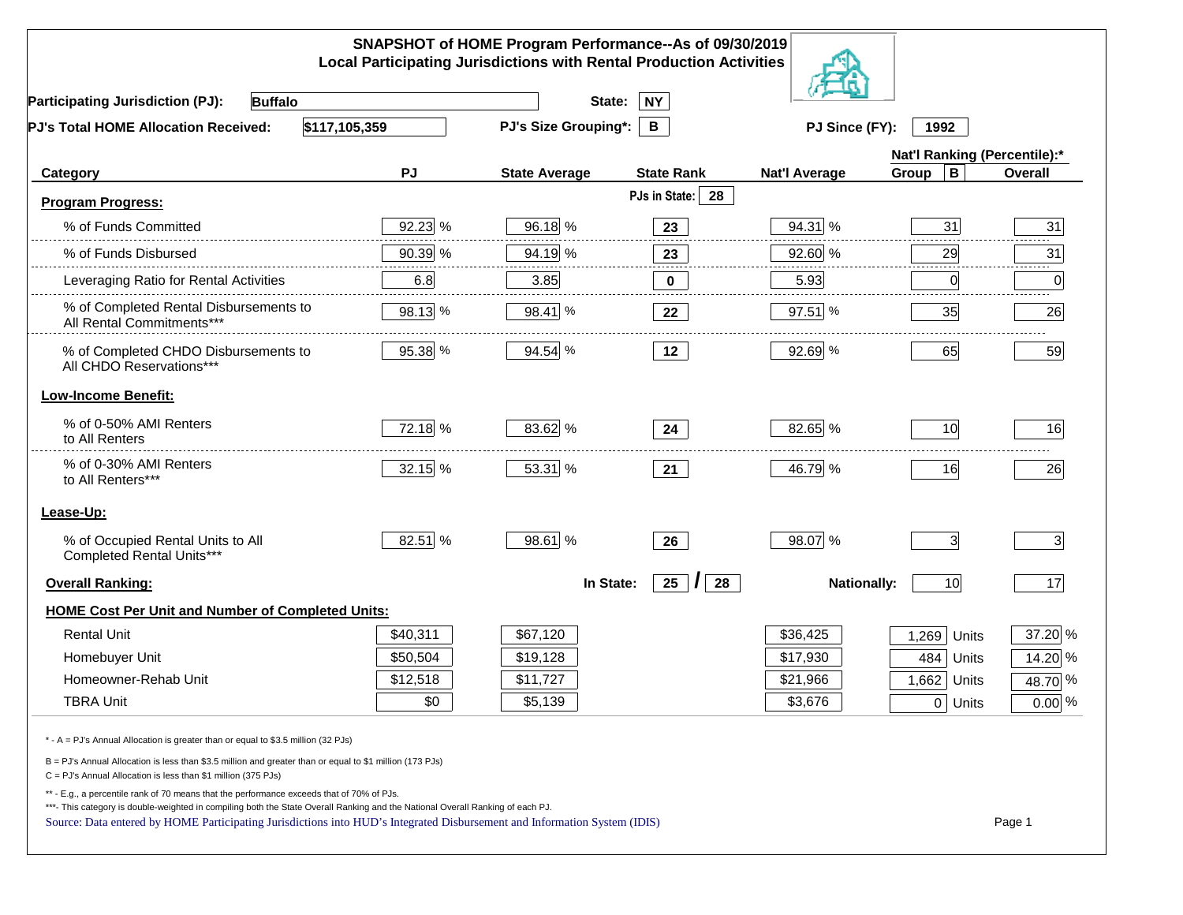# SNAPSHOT of HOME Program Performance--As of 09/30/2019
## Local Participating Jurisdictions with Rental Production Activities

**Participating Jurisdiction (PJ):** Buffalo **State:** NY

**PJ's Total HOME Allocation Received:** $117,105,359 **PJ's Size Grouping*:** B **PJ Since (FY):** 1992

| Category | PJ | State Average | State Rank | Nat'l Average | Nat'l Ranking (Percentile):* Group B | Overall |
|---|---|---|---|---|---|---|
| **Program Progress:** | | | PJs in State: 28 | | | |
| % of Funds Committed | 92.23 % | 96.18 % | 23 | 94.31 % | 31 | 31 |
| % of Funds Disbursed | 90.39 % | 94.19 % | 23 | 92.60 % | 29 | 31 |
| Leveraging Ratio for Rental Activities | 6.8 | 3.85 | 0 | 5.93 | 0 | 0 |
| % of Completed Rental Disbursements to All Rental Commitments*** | 98.13 % | 98.41 % | 22 | 97.51 % | 35 | 26 |
| % of Completed CHDO Disbursements to All CHDO Reservations*** | 95.38 % | 94.54 % | 12 | 92.69 % | 65 | 59 |
| **Low-Income Benefit:** | | | | | | |
| % of 0-50% AMI Renters to All Renters | 72.18 % | 83.62 % | 24 | 82.65 % | 10 | 16 |
| % of 0-30% AMI Renters to All Renters*** | 32.15 % | 53.31 % | 21 | 46.79 % | 16 | 26 |
| **Lease-Up:** | | | | | | |
| % of Occupied Rental Units to All Completed Rental Units*** | 82.51 % | 98.61 % | 26 | 98.07 % | 3 | 3 |
| **Overall Ranking:** | | In State: | 25 / 28 | Nationally: | 10 | 17 |
| **HOME Cost Per Unit and Number of Completed Units:** | | | | | | |
| Rental Unit | $40,311 | $67,120 | | $36,425 | 1,269 Units | 37.20 % |
| Homebuyer Unit | $50,504 | $19,128 | | $17,930 | 484 Units | 14.20 % |
| Homeowner-Rehab Unit | $12,518 | $11,727 | | $21,966 | 1,662 Units | 48.70 % |
| TBRA Unit | $0 | $5,139 | | $3,676 | 0 Units | 0.00 % |

\* - A = PJ's Annual Allocation is greater than or equal to $3.5 million (32 PJs)

B = PJ's Annual Allocation is less than $3.5 million and greater than or equal to $1 million (173 PJs)

C = PJ's Annual Allocation is less than $1 million (375 PJs)

** - E.g., a percentile rank of 70 means that the performance exceeds that of 70% of PJs.

***- This category is double-weighted in compiling both the State Overall Ranking and the National Overall Ranking of each PJ.

Source: Data entered by HOME Participating Jurisdictions into HUD's Integrated Disbursement and Information System (IDIS)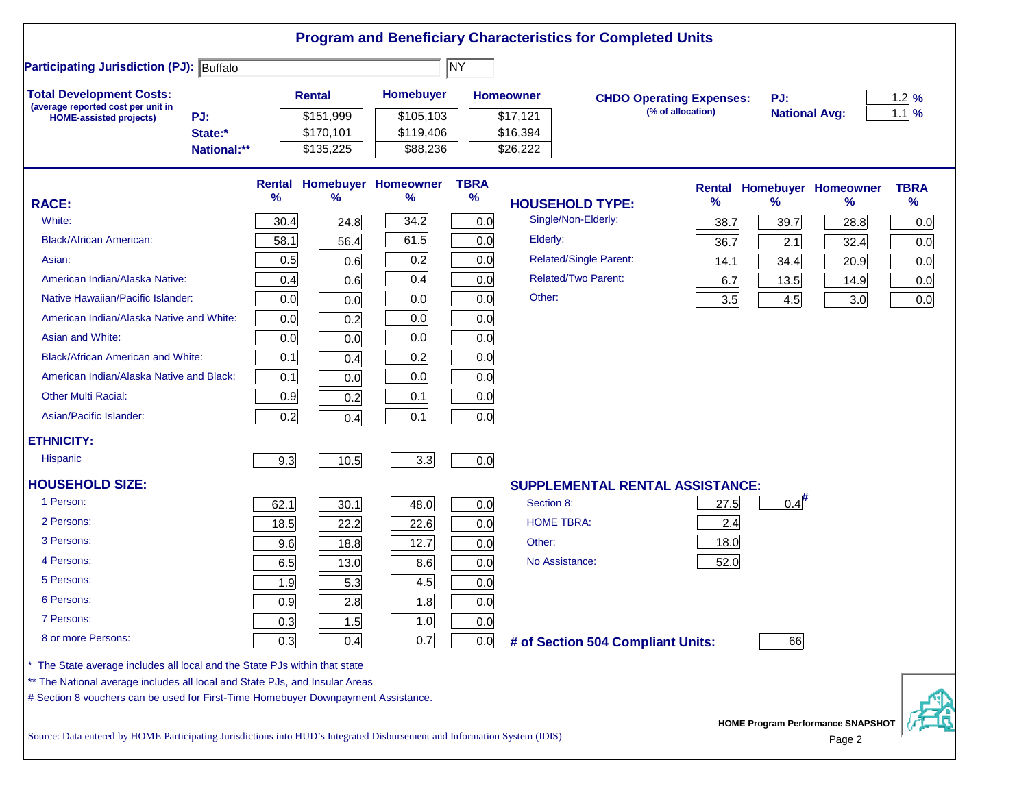# Program and Beneficiary Characteristics for Completed Units

**Participating Jurisdiction (PJ):** Buffalo | NY

**Total Development Costs:**
(average reported cost per unit in HOME-assisted projects)

| | Rental | Homebuyer | Homeowner |
|---|---|---|---|
| PJ: | $151,999 | $105,103 | $17,121 |
| State:* | $170,101 | $119,406 | $16,394 |
| National:** | $135,225 | $88,236 | $26,222 |

**CHDO Operating Expenses:** (% of allocation)

| | |
|---|---|
| PJ: | 1.2 % |
| National Avg: | 1.1 % |

| RACE: | Rental % | Homebuyer % | Homeowner % | TBRA % |
|---|---|---|---|---|
| White: | 30.4 | 24.8 | 34.2 | 0.0 |
| Black/African American: | 58.1 | 56.4 | 61.5 | 0.0 |
| Asian: | 0.5 | 0.6 | 0.2 | 0.0 |
| American Indian/Alaska Native: | 0.4 | 0.6 | 0.4 | 0.0 |
| Native Hawaiian/Pacific Islander: | 0.0 | 0.0 | 0.0 | 0.0 |
| American Indian/Alaska Native and White: | 0.0 | 0.2 | 0.0 | 0.0 |
| Asian and White: | 0.0 | 0.0 | 0.0 | 0.0 |
| Black/African American and White: | 0.1 | 0.4 | 0.2 | 0.0 |
| American Indian/Alaska Native and Black: | 0.1 | 0.0 | 0.0 | 0.0 |
| Other Multi Racial: | 0.9 | 0.2 | 0.1 | 0.0 |
| Asian/Pacific Islander: | 0.2 | 0.4 | 0.1 | 0.0 |
| **ETHNICITY:** | | | | |
| Hispanic | 9.3 | 10.5 | 3.3 | 0.0 |

| HOUSEHOLD TYPE: | Rental % | Homebuyer % | Homeowner % | TBRA % |
|---|---|---|---|---|
| Single/Non-Elderly: | 38.7 | 39.7 | 28.8 | 0.0 |
| Elderly: | 36.7 | 2.1 | 32.4 | 0.0 |
| Related/Single Parent: | 14.1 | 34.4 | 20.9 | 0.0 |
| Related/Two Parent: | 6.7 | 13.5 | 14.9 | 0.0 |
| Other: | 3.5 | 4.5 | 3.0 | 0.0 |

| HOUSEHOLD SIZE: | Rental % | Homebuyer % | Homeowner % | TBRA % |
|---|---|---|---|---|
| 1 Person: | 62.1 | 30.1 | 48.0 | 0.0 |
| 2 Persons: | 18.5 | 22.2 | 22.6 | 0.0 |
| 3 Persons: | 9.6 | 18.8 | 12.7 | 0.0 |
| 4 Persons: | 6.5 | 13.0 | 8.6 | 0.0 |
| 5 Persons: | 1.9 | 5.3 | 4.5 | 0.0 |
| 6 Persons: | 0.9 | 2.8 | 1.8 | 0.0 |
| 7 Persons: | 0.3 | 1.5 | 1.0 | 0.0 |
| 8 or more Persons: | 0.3 | 0.4 | 0.7 | 0.0 |

| SUPPLEMENTAL RENTAL ASSISTANCE: | Rental % | Homebuyer % |
|---|---|---|
| Section 8: | 27.5 | 0.4# |
| HOME TBRA: | 2.4 | |
| Other: | 18.0 | |
| No Assistance: | 52.0 | |

**# of Section 504 Compliant Units:** 66

\* The State average includes all local and the State PJs within that state

\*\* The National average includes all local and State PJs, and Insular Areas

\# Section 8 vouchers can be used for First-Time Homebuyer Downpayment Assistance.

Source: Data entered by HOME Participating Jurisdictions into HUD's Integrated Disbursement and Information System (IDIS)

HOME Program Performance SNAPSHOT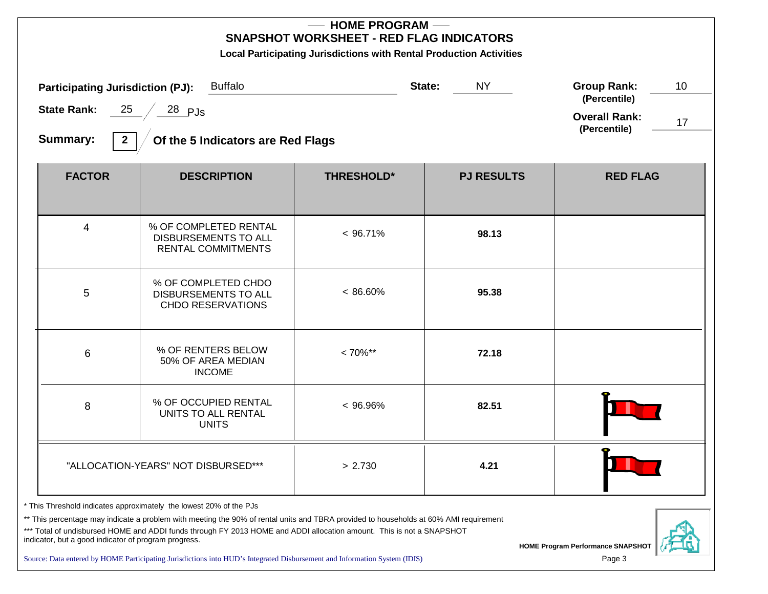# HOME PROGRAM

## SNAPSHOT WORKSHEET - RED FLAG INDICATORS

**Local Participating Jurisdictions with Rental Production Activities**

**Participating Jurisdiction (PJ):** Buffalo **State:** NY **Group Rank:** 10 **(Percentile)**

**State Rank:** 25 / 28 PJs **Overall Rank:** 17 **(Percentile)**

**Summary:** 2 / **Of the 5 Indicators are Red Flags**

| FACTOR | DESCRIPTION | THRESHOLD* | PJ RESULTS | RED FLAG |
|---|---|---|---|---|
| 4 | % OF COMPLETED RENTAL DISBURSEMENTS TO ALL RENTAL COMMITMENTS | < 96.71% | **98.13** | |
| 5 | % OF COMPLETED CHDO DISBURSEMENTS TO ALL CHDO RESERVATIONS | < 86.60% | **95.38** | |
| 6 | % OF RENTERS BELOW 50% OF AREA MEDIAN INCOME | < 70%** | **72.18** | |
| 8 | % OF OCCUPIED RENTAL UNITS TO ALL RENTAL UNITS | < 96.96% | **82.51** | Red Flag |
| "ALLOCATION-YEARS" NOT DISBURSED*** | | > 2.730 | **4.21** | Red Flag |

* This Threshold indicates approximately the lowest 20% of the PJs

** This percentage may indicate a problem with meeting the 90% of rental units and TBRA provided to households at 60% AMI requirement

*** Total of undisbursed HOME and ADDI funds through FY 2013 HOME and ADDI allocation amount. This is not a SNAPSHOT indicator, but a good indicator of program progress.

HOME Program Performance SNAPSHOT

Source: Data entered by HOME Participating Jurisdictions into HUD's Integrated Disbursement and Information System (IDIS)